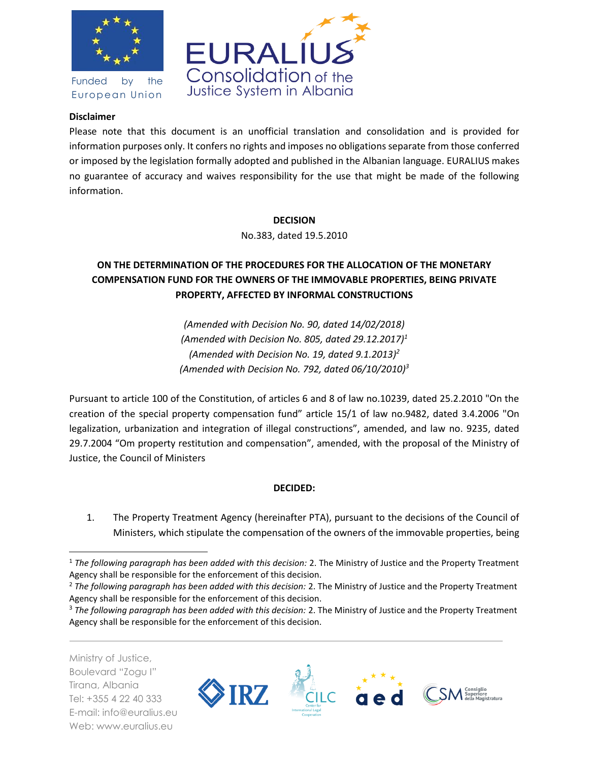Funded by the European Union

EURALIUS Consolidation of the Justice System in Albania

**Disclaimer**

Please note that this document is an unofficial translation and consolidation and is provided for information purposes only. It confers no rights and imposes no obligations separate from those conferred or imposed by the legislation formally adopted and published in the Albanian language. EURALIUS makes no guarantee of accuracy and waives responsibility for the use that might be made of the following information.

**DECISION**

No.383, dated 19.5.2010

**ON THE DETERMINATION OF THE PROCEDURES FOR THE ALLOCATION OF THE MONETARY COMPENSATION FUND FOR THE OWNERS OF THE IMMOVABLE PROPERTIES, BEING PRIVATE PROPERTY, AFFECTED BY INFORMAL CONSTRUCTIONS**

*(Amended with Decision No. 90, dated 14/02/2018)*

*(Amended with Decision No. 805, dated 29.12.2017)*[1]

*(Amended with Decision No. 19, dated 9.1.2013)*[2]

*(Amended with Decision No. 792, dated 06/10/2010)*[3]

Pursuant to article 100 of the Constitution, of articles 6 and 8 of law no.10239, dated 25.2.2010 "On the creation of the special property compensation fund" article 15/1 of law no.9482, dated 3.4.2006 "On legalization, urbanization and integration of illegal constructions", amended, and law no. 9235, dated 29.7.2004 "Om property restitution and compensation", amended, with the proposal of the Ministry of Justice, the Council of Ministers

**DECIDED:**

1. The Property Treatment Agency (hereinafter PTA), pursuant to the decisions of the Council of Ministers, which stipulate the compensation of the owners of the immovable properties, being

---

[1] *The following paragraph has been added with this decision:* 2. The Ministry of Justice and the Property Treatment Agency shall be responsible for the enforcement of this decision.

[2] *The following paragraph has been added with this decision:* 2. The Ministry of Justice and the Property Treatment Agency shall be responsible for the enforcement of this decision.

[3] *The following paragraph has been added with this decision:* 2. The Ministry of Justice and the Property Treatment Agency shall be responsible for the enforcement of this decision.

Ministry of Justice,
Boulevard "Zogu I"
Tirana, Albania
Tel: +355 4 22 40 333
E-mail: info@euralius.eu
Web: www.euralius.eu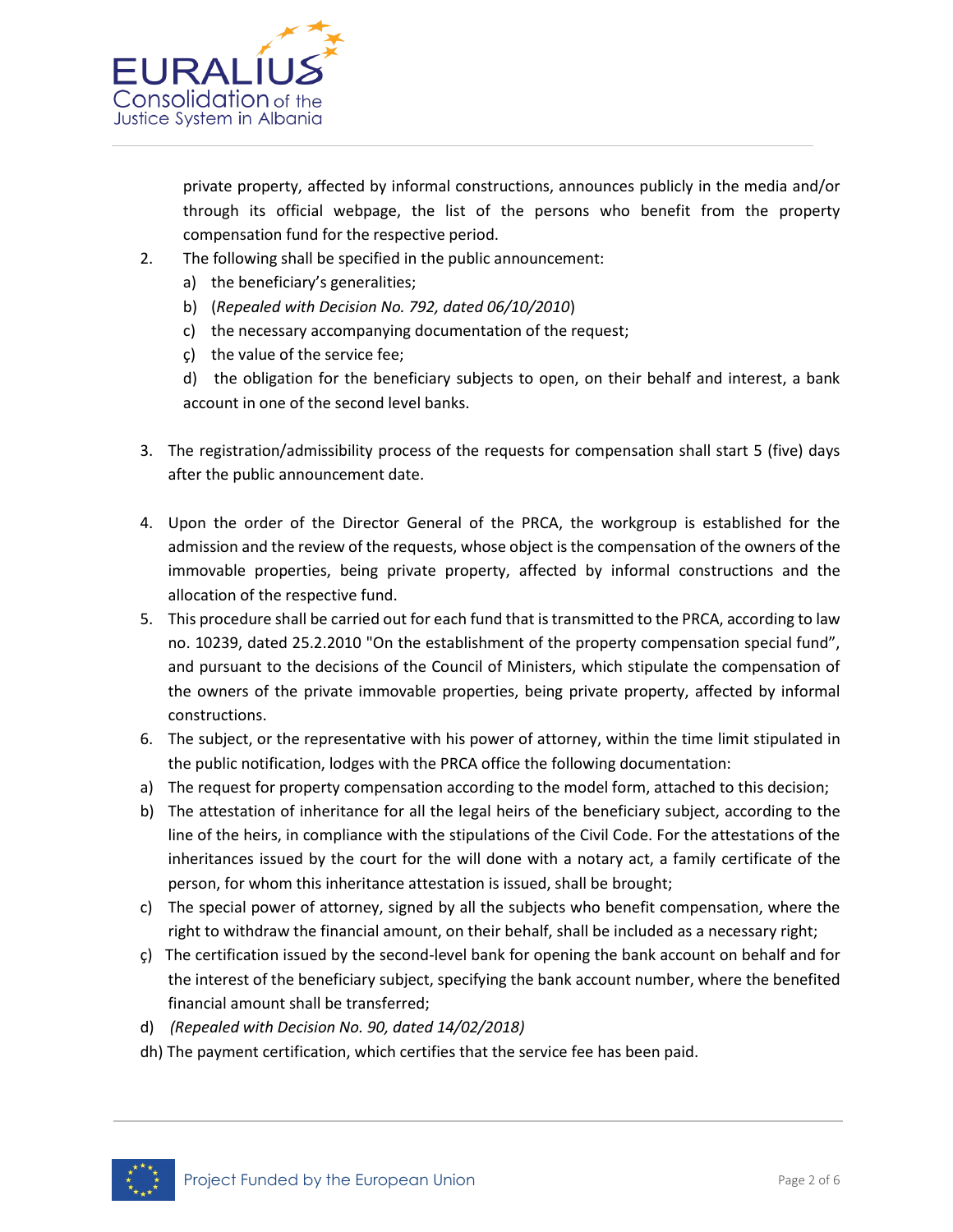private property, affected by informal constructions, announces publicly in the media and/or through its official webpage, the list of the persons who benefit from the property compensation fund for the respective period.

2. The following shall be specified in the public announcement:
   a) the beneficiary's generalities;
   b) (*Repealed with Decision No. 792, dated 06/10/2010*)
   c) the necessary accompanying documentation of the request;
   ç) the value of the service fee;
   d) the obligation for the beneficiary subjects to open, on their behalf and interest, a bank account in one of the second level banks.

3. The registration/admissibility process of the requests for compensation shall start 5 (five) days after the public announcement date.

4. Upon the order of the Director General of the PRCA, the workgroup is established for the admission and the review of the requests, whose object is the compensation of the owners of the immovable properties, being private property, affected by informal constructions and the allocation of the respective fund.

5. This procedure shall be carried out for each fund that is transmitted to the PRCA, according to law no. 10239, dated 25.2.2010 "On the establishment of the property compensation special fund", and pursuant to the decisions of the Council of Ministers, which stipulate the compensation of the owners of the private immovable properties, being private property, affected by informal constructions.

6. The subject, or the representative with his power of attorney, within the time limit stipulated in the public notification, lodges with the PRCA office the following documentation:

a) The request for property compensation according to the model form, attached to this decision;

b) The attestation of inheritance for all the legal heirs of the beneficiary subject, according to the line of the heirs, in compliance with the stipulations of the Civil Code. For the attestations of the inheritances issued by the court for the will done with a notary act, a family certificate of the person, for whom this inheritance attestation is issued, shall be brought;

c) The special power of attorney, signed by all the subjects who benefit compensation, where the right to withdraw the financial amount, on their behalf, shall be included as a necessary right;

ç) The certification issued by the second-level bank for opening the bank account on behalf and for the interest of the beneficiary subject, specifying the bank account number, where the benefited financial amount shall be transferred;

d) *(Repealed with Decision No. 90, dated 14/02/2018)*

dh) The payment certification, which certifies that the service fee has been paid.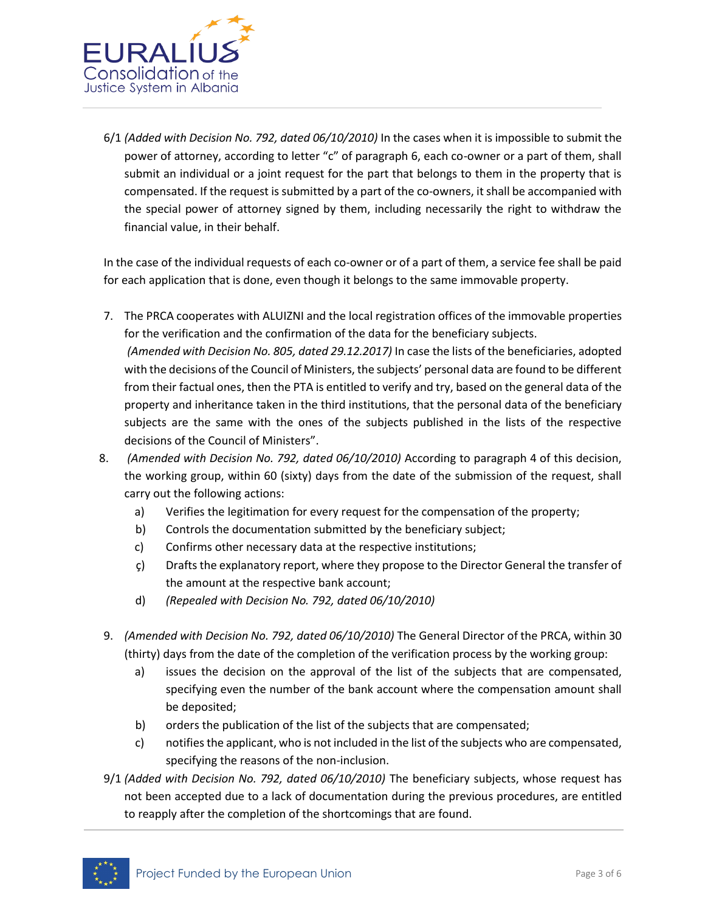6/1 *(Added with Decision No. 792, dated 06/10/2010)* In the cases when it is impossible to submit the power of attorney, according to letter "c" of paragraph 6, each co-owner or a part of them, shall submit an individual or a joint request for the part that belongs to them in the property that is compensated. If the request is submitted by a part of the co-owners, it shall be accompanied with the special power of attorney signed by them, including necessarily the right to withdraw the financial value, in their behalf.

In the case of the individual requests of each co-owner or of a part of them, a service fee shall be paid for each application that is done, even though it belongs to the same immovable property.

7. The PRCA cooperates with ALUIZNI and the local registration offices of the immovable properties for the verification and the confirmation of the data for the beneficiary subjects.
   *(Amended with Decision No. 805, dated 29.12.2017)* In case the lists of the beneficiaries, adopted with the decisions of the Council of Ministers, the subjects' personal data are found to be different from their factual ones, then the PTA is entitled to verify and try, based on the general data of the property and inheritance taken in the third institutions, that the personal data of the beneficiary subjects are the same with the ones of the subjects published in the lists of the respective decisions of the Council of Ministers".
8. *(Amended with Decision No. 792, dated 06/10/2010)* According to paragraph 4 of this decision, the working group, within 60 (sixty) days from the date of the submission of the request, shall carry out the following actions:
   a) Verifies the legitimation for every request for the compensation of the property;
   b) Controls the documentation submitted by the beneficiary subject;
   c) Confirms other necessary data at the respective institutions;
   ç) Drafts the explanatory report, where they propose to the Director General the transfer of the amount at the respective bank account;
   d) *(Repealed with Decision No. 792, dated 06/10/2010)*

9. *(Amended with Decision No. 792, dated 06/10/2010)* The General Director of the PRCA, within 30 (thirty) days from the date of the completion of the verification process by the working group:
   a) issues the decision on the approval of the list of the subjects that are compensated, specifying even the number of the bank account where the compensation amount shall be deposited;
   b) orders the publication of the list of the subjects that are compensated;
   c) notifies the applicant, who is not included in the list of the subjects who are compensated, specifying the reasons of the non-inclusion.

9/1 *(Added with Decision No. 792, dated 06/10/2010)* The beneficiary subjects, whose request has not been accepted due to a lack of documentation during the previous procedures, are entitled to reapply after the completion of the shortcomings that are found.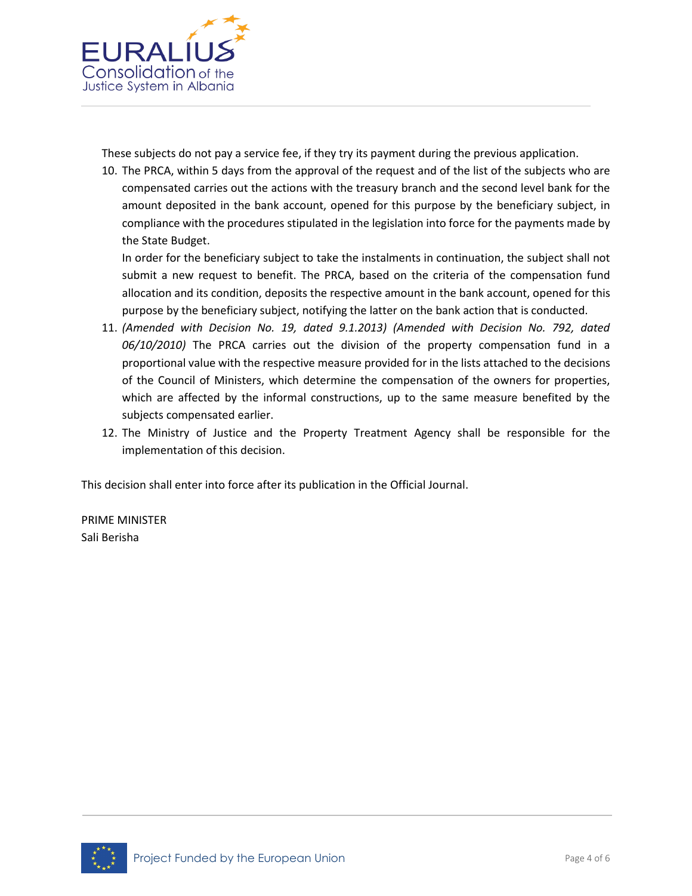These subjects do not pay a service fee, if they try its payment during the previous application.

10. The PRCA, within 5 days from the approval of the request and of the list of the subjects who are compensated carries out the actions with the treasury branch and the second level bank for the amount deposited in the bank account, opened for this purpose by the beneficiary subject, in compliance with the procedures stipulated in the legislation into force for the payments made by the State Budget.

    In order for the beneficiary subject to take the instalments in continuation, the subject shall not submit a new request to benefit. The PRCA, based on the criteria of the compensation fund allocation and its condition, deposits the respective amount in the bank account, opened for this purpose by the beneficiary subject, notifying the latter on the bank action that is conducted.

11. *(Amended with Decision No. 19, dated 9.1.2013) (Amended with Decision No. 792, dated 06/10/2010)* The PRCA carries out the division of the property compensation fund in a proportional value with the respective measure provided for in the lists attached to the decisions of the Council of Ministers, which determine the compensation of the owners for properties, which are affected by the informal constructions, up to the same measure benefited by the subjects compensated earlier.

12. The Ministry of Justice and the Property Treatment Agency shall be responsible for the implementation of this decision.

This decision shall enter into force after its publication in the Official Journal.

PRIME MINISTER
Sali Berisha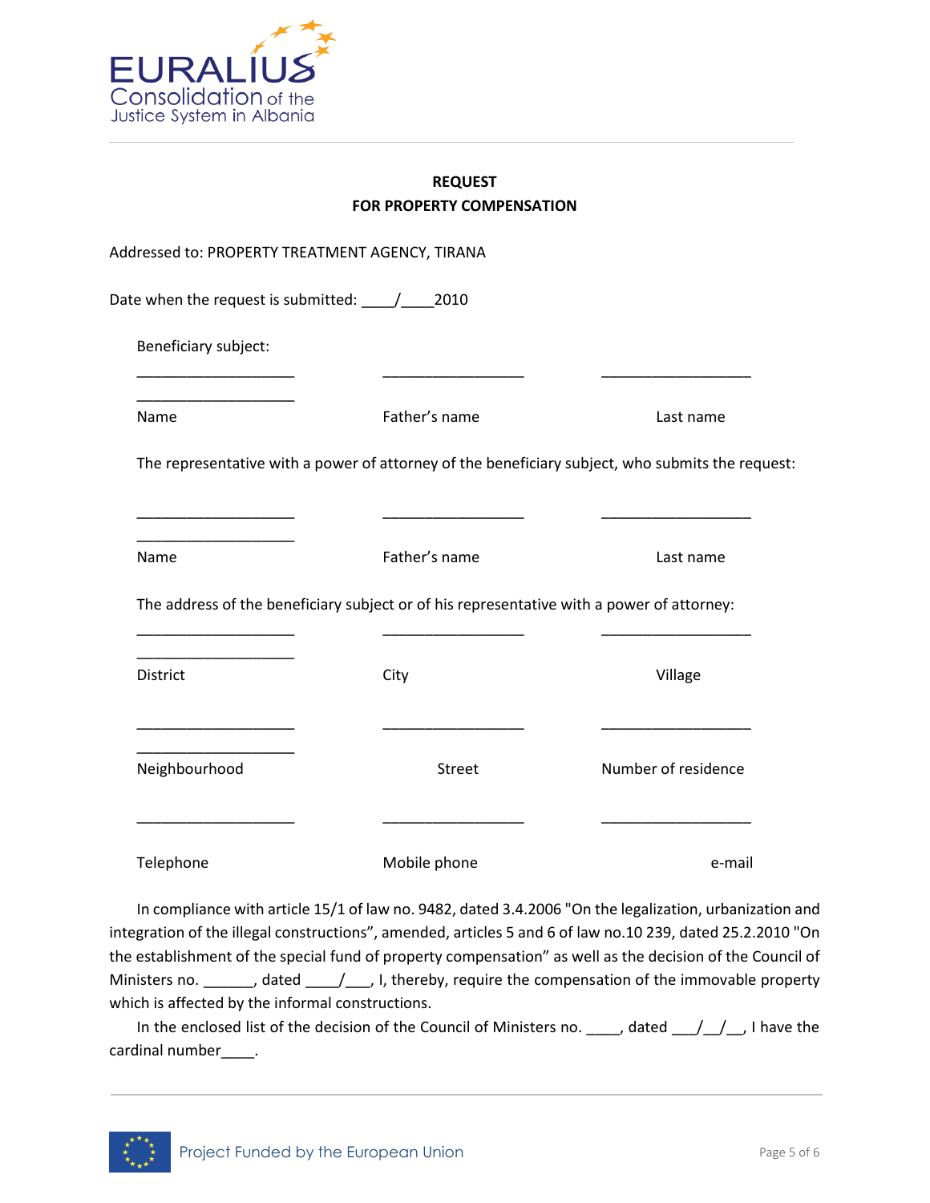**REQUEST**
**FOR PROPERTY COMPENSATION**

Addressed to: PROPERTY TREATMENT AGENCY, TIRANA

Date when the request is submitted: ____/____2010

Beneficiary subject:

| ____________________ | __________________ | ___________________ |
|---|---|---|
| Name | Father's name | Last name |

The representative with a power of attorney of the beneficiary subject, who submits the request:

| ____________________ | __________________ | ___________________ |
|---|---|---|
| Name | Father's name | Last name |

The address of the beneficiary subject or of his representative with a power of attorney:

| ____________________ | __________________ | ___________________ |
|---|---|---|
| District | City | Village |
| ____________________ | __________________ | ___________________ |
| Neighbourhood | Street | Number of residence |
| ____________________ | __________________ | ___________________ |
| Telephone | Mobile phone | e-mail |

In compliance with article 15/1 of law no. 9482, dated 3.4.2006 "On the legalization, urbanization and integration of the illegal constructions", amended, articles 5 and 6 of law no.10 239, dated 25.2.2010 "On the establishment of the special fund of property compensation" as well as the decision of the Council of Ministers no. ______, dated ____/___, I, thereby, require the compensation of the immovable property which is affected by the informal constructions.

In the enclosed list of the decision of the Council of Ministers no. ____, dated ___/__/__, I have the cardinal number____.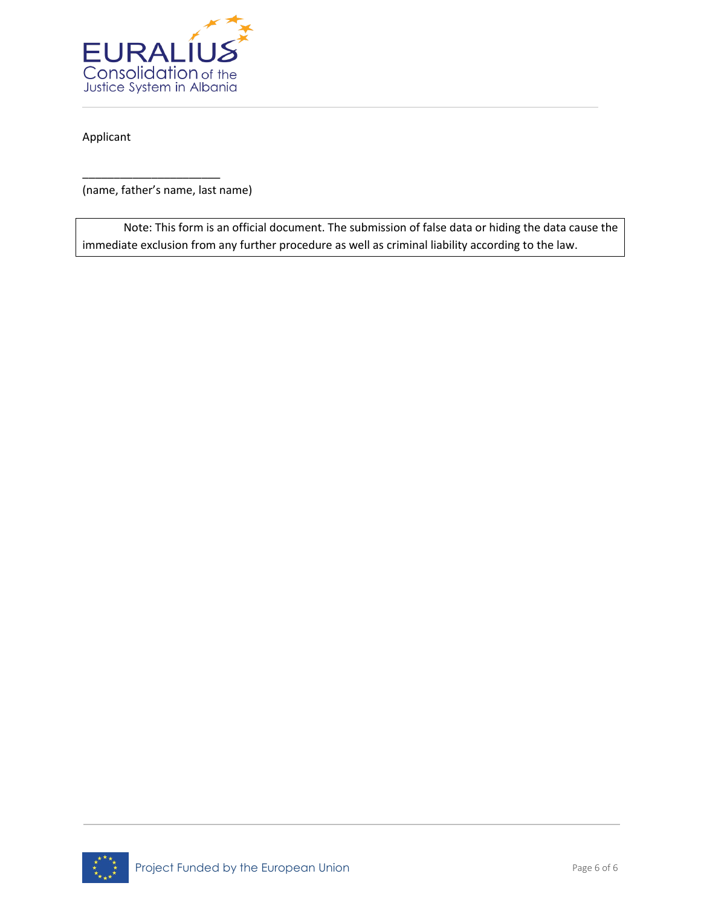Applicant

______________________

(name, father's name, last name)

| |
|---|
| Note: This form is an official document. The submission of false data or hiding the data cause the immediate exclusion from any further procedure as well as criminal liability according to the law. |